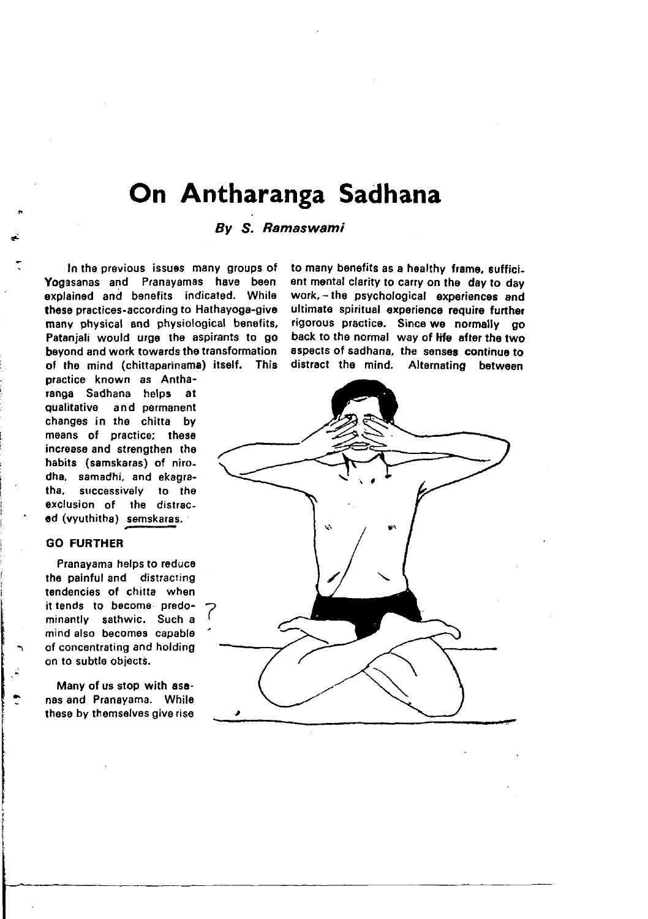# On Antharanga Sadhana

*By S. Ramaswami*

In the previous issues many groups of Yogasanas and Pranayamas have been explained and benefits indicated. While these practices-according to Hathayoga-give many physical and physiological benefits, Patanjali would urge the aspirants to go beyond and work towards the transformation of the mind (chittaparinama) itself. This practice known as Antharanga Sadhana helps at qualitative and permanent changes in the chitta by means of practice; these increase and strengthen the habits (samskaras) of nirodha, samadhi, and ekagratha, successively to the exclusion of the distraced (vyuthitha) semskaras.

## GO FURTHER

Pranayama helps to reduce the painful and distracting tendencies of chitta when it tends to become predominantly sathwic. Such a mind also becomes capable of concentrating and holding on to subtle objects.

Many of us stop with asanas and Pranayama. While these by themselves give rise to many benefits as a healthy frame, sufficient mental clarity to carry on the day to day work, - the psychological experiences and ultimate spiritual experience require further rigorous practice. Since we normally go back to the normal way of life after the two aspects of sadhana, the senses continue to distract the mind. Alternating between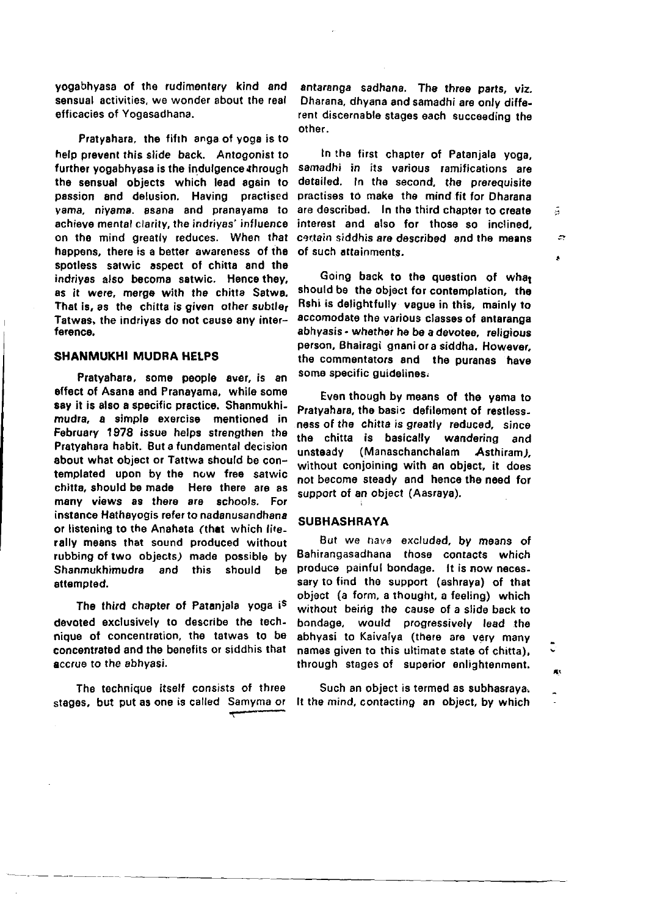yogabhyasa of the rudimentary kind and sensual activities, we wonder about the real efficacies of Yogasadhana.

Pratyahara, the fifth anga of yoga is to help prevent this slide back. Antogonist to further yogabhyasa is the indulgence through the sensual objects which lead again to passion and delusion. Having practised yama, niyama, asana and pranayama to achieve mental clarity, the indriyas' influence on the mind greatly reduces. When that happens, there is a better awareness of the spotless satwic aspect of chitta and the indriyas also become satwic. Hence they, as it were, merge with the chitta Satwa. That is, as the chitta is given other subtler Tatwas, the indriyas do not cause any interference.

## SHANMUKHI MUDRA HELPS

Pratyahara, some people aver, is an effect of Asana and Pranayama, while some say it is also a specific practice. Shanmukhimudra, a simple exercise mentioned in February 1978 issue helps strengthen the Pratyahara habit. But a fundamental decision about what object or Tattwa should be contemplated upon by the now free satwic chitta, should be made. Here there are as many views as there are schools. For instance Hathayogis refer to nadanusandhana or listening to the Anahata (that which literally means that sound produced without rubbing of two objects) made possible by Shanmukhimudra and this should be attempted.

The third chapter of Patanjala yoga is devoted exclusively to describe the technique of concentration, the tatwas to be concentrated and the benefits or siddhis that accrue to the abhyasi.

The technique itself consists of three stages, but put as one is called Samyma or antaranga sadhana. The three parts, viz. Dharana, dhyana and samadhi are only different discernable stages each succeeding the other.

In the first chapter of Patanjala yoga, samadhi in its various ramifications are detailed. In the second, the prerequisite practises to make the mind fit for Dharana are described. In the third chapter to create interest and also for those so inclined, certain siddhis are described and the means of such attainments.

Going back to the question of what should be the object for contemplation, the Rshi is delightfully vague in this, mainly to accomodate the various classes of antaranga abhyasis - whether he be a devotee, religious person, Bhairagi gnani or a siddha. However, the commentators and the puranas have some specific guidelines.

Even though by means of the yama to Pratyahara, the basic defilement of restlessness of the chitta is greatly reduced, since the chitta is basically wandering and unsteady (Manaschanchalam Asthiram), without conjoining with an object, it does not become steady and hence the need for support of an object (Aasraya).

## SUBHASHRAYA

But we have excluded, by means of Bahirangasadhana those contacts which produce painful bondage. It is now necessary to find the support (ashraya) of that object (a form, a thought, a feeling) which without being the cause of a slide back to bondage, would progressively lead the abhyasi to Kaivalya (there are very many names given to this ultimate state of chitta), through stages of superior enlightenment.

Such an object is termed as subhasraya. It the mind, contacting an object, by which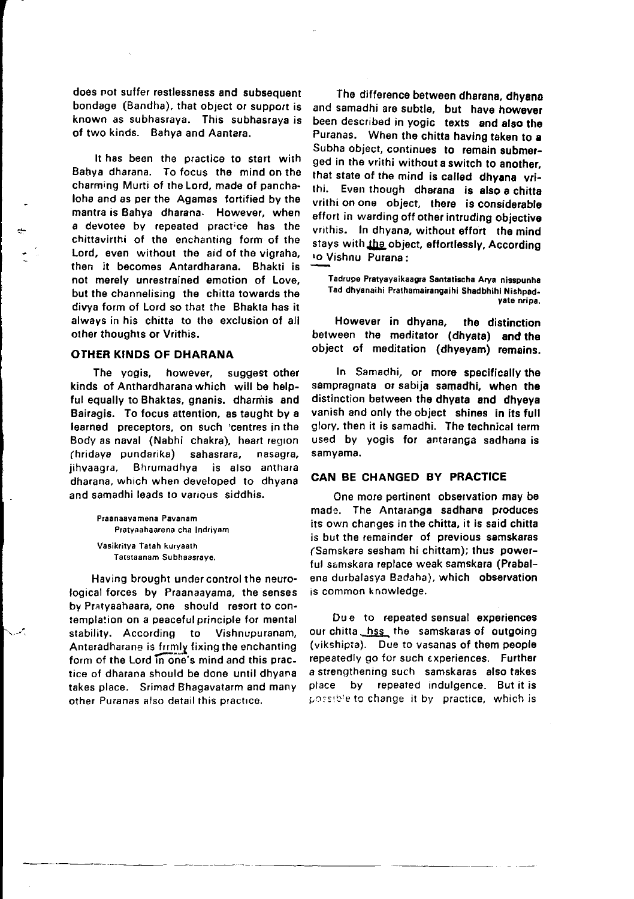does not suffer restlessness and subsequent bondage (Bandha), that object or support is known as subhasraya. This subhasraya is of two kinds. Bahya and Aantara.

It has been the practice to start with Bahya dharana. To focus the mind on the charming Murti of the Lord, made of panchaloha and as per the Agamas fortified by the mantra is Bahya dharana. However, when a devotee by repeated practice has the chittavirthi of the enchanting form of the Lord, even without the aid of the vigraha, then it becomes Antardharana. Bhakti is not merely unrestrained emotion of Love, but the channelising the chitta towards the divya form of Lord so that the Bhakta has it always in his chitta to the exclusion of all other thoughts or Vrithis.

## OTHER KINDS OF DHARANA

The yogis, however, suggest other kinds of Anthardharana which will be helpful equally to Bhaktas, gnanis. dharmis and Bairagis. To focus attention, as taught by a learned preceptors, on such 'centres in the Body as naval (Nabhi chakra), heart region (hridaya pundarika) sahasrara, nasagra, jihvaagra, Bhrumadhya is also anthara dharana, which when developed to dhyana and samadhi leads to various siddhis.

> Praanaayamena Pavanam
> Pratyaahaarena cha Indriyam
> Vasikritya Tatah kuryaath
> Tatstaanam Subhaasraye.

Having brought under control the neurological forces by Praanaayama, the senses by Pratyaahaara, one should resort to contemplation on a peaceful principle for mental stability. According to Vishnupuranam, Antaradharana is frrmly fixing the enchanting form of the Lord in one's mind and this practice of dharana should be done until dhyana takes place. Srimad Bhagavatarm and many other Puranas also detail this practice.

The difference between dharana, dhyana and samadhi are subtle, but have however been described in yogic texts and also the Puranas. When the chitta having taken to a Subha object, continues to remain submerged in the vrithi without a switch to another, that state of the mind is called dhyana vrithi. Even though dharana is also a chitta vrithi on one object, there is considerable effort in warding off other intruding objective vrithis. In dhyana, without effort the mind stays with the object, effortlessly, According to Vishnu Purana:

> Tadrupe Pratyayaikaagra Santatischa Arya nisspunha
> Tad dhyanaihi Prathamairangaihi Shadbhihi Nishpadyate nripa.

However in dhyana, the distinction between the meditator (dhyata) and the object of meditation (dhyeyam) remains.

In Samadhi, or more specifically the sampragnata or sabija samadhi, when the distinction between the dhyata and dhyeya vanish and only the object shines in its full glory, then it is samadhi. The technical term used by yogis for antaranga sadhana is samyama.

## CAN BE CHANGED BY PRACTICE

One more pertinent observation may be made. The Antaranga sadhana produces its own changes in the chitta, it is said chitta is but the remainder of previous samskaras (Samskara sesham hi chittam); thus powerful samskara replace weak samskara (Prabalena durbalasya Badaha), which observation is common knowledge.

Due to repeated sensual experiences our chitta hss the samskaras of outgoing (vikshipta). Due to vasanas of them people repeatedly go for such experiences. Further a strengthening such samskaras also takes place by repeated indulgence. But it is possible to change it by practice, which is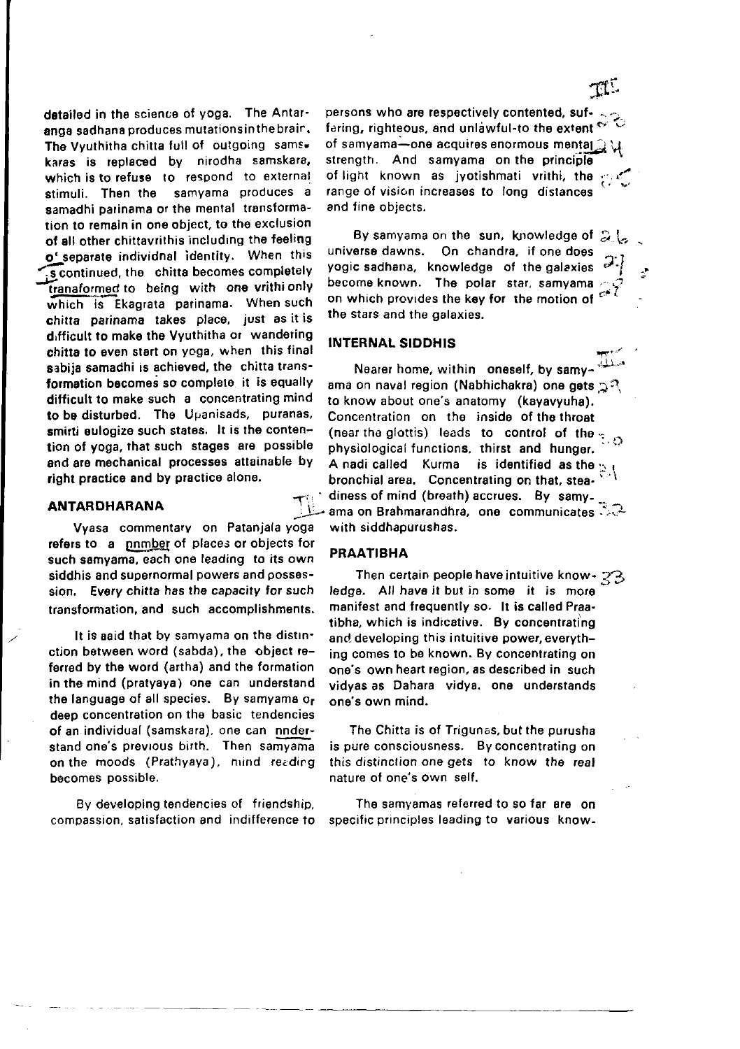detailed in the science of yoga. The Antaranga sadhana produces mutations in the brain. The Vyuthitha chitta full of outgoing samskaras is replaced by nirodha samskara, which is to refuse to respond to external stimuli. Then the samyama produces a samadhi parinama or the mental transformation to remain in one object, to the exclusion of all other chittavrithis including the feeling of separate individual identity. When this is continued, the chitta becomes completely tranaformed to being with one vrithi only which is Ekagrata parinama. When such chitta parinama takes place, just as it is difficult to make the Vyuthitha or wandering chitta to even start on yoga, when this final sabija samadhi is achieved, the chitta transformation becomes so complete it is equally difficult to make such a concentrating mind to be disturbed. The Upanisads, puranas, smirti eulogize such states. It is the contention of yoga, that such stages are possible and are mechanical processes attainable by right practice and by practice alone.

## ANTARDHARANA

Vyasa commentary on Patanjala yoga refers to a number of places or objects for such samyama, each one leading to its own siddhis and supernormal powers and possession. Every chitta has the capacity for such transformation, and such accomplishments.

It is said that by samyama on the distinction between word (sabda), the object referred by the word (artha) and the formation in the mind (pratyaya) one can understand the language of all species. By samyama or deep concentration on the basic tendencies of an individual (samskara), one can understand one's previous birth. Then samyama on the moods (Prathyaya), mind reading becomes possible.

By developing tendencies of friendship, compassion, satisfaction and indifference to persons who are respectively contented, suffering, righteous, and unlawful-to the extent of samyama—one acquires enormous mental strength. And samyama on the principle of light known as jyotishmati vrithi, the range of vision increases to long distances and fine objects.

By samyama on the sun, knowledge of universe dawns. On chandra, if one does yogic sadhana, knowledge of the galaxies become known. The polar star, samyama on which provides the key for the motion of the stars and the galaxies.

## INTERNAL SIDDHIS

Nearer home, within oneself, by samyama on naval region (Nabhichakra) one gets to know about one's anatomy (kayavyuha). Concentration on the inside of the throat (near the glottis) leads to control of the physiological functions, thirst and hunger. A nadi called Kurma is identified as the bronchial area. Concentrating on that, steadiness of mind (breath) accrues. By samyama on Brahmarandhra, one communicates with siddhapurushas.

## PRAATIBHA

Then certain people have intuitive knowledge. All have it but in some it is more manifest and frequently so. It is called Praatibha, which is indicative. By concentrating and developing this intuitive power, everything comes to be known. By concentrating on one's own heart region, as described in such vidyas as Dahara vidya, one understands one's own mind.

The Chitta is of Trigunas, but the purusha is pure consciousness. By concentrating on this distinction one gets to know the real nature of one's own self.

The samyamas referred to so far are on specific principles leading to various know-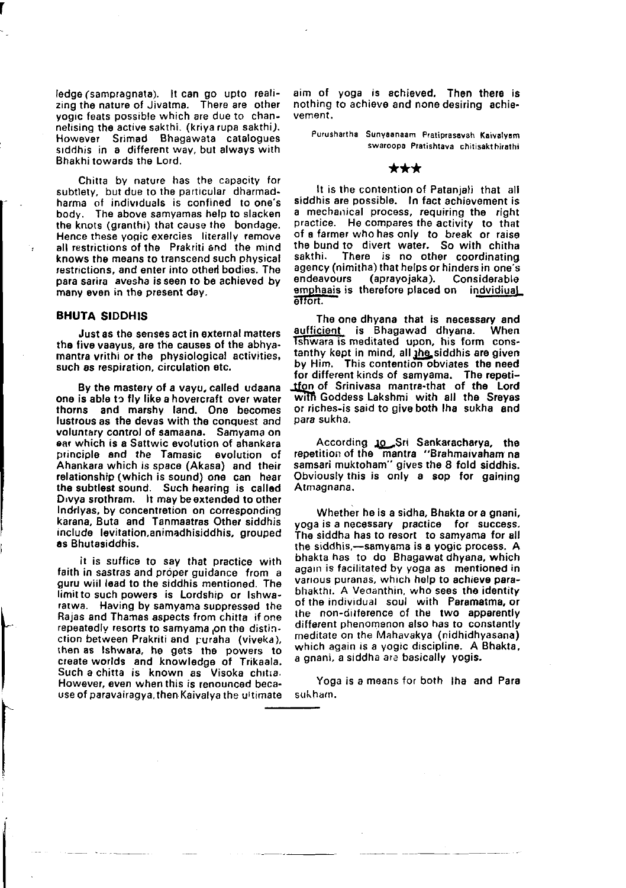ledge (sampragnata). It can go upto realizing the nature of Jivatma. There are other yogic feats possible which are due to channelising the active sakthi. (kriya rupa sakthi). However Srimad Bhagawata catalogues siddhis in a different way, but always with Bhakhi towards the Lord.

Chitta by nature has the capacity for subtlety, but due to the particular dharmadharma of individuals is confined to one's body. The above samyamas help to slacken the knots (granthi) that cause the bondage. Hence these yogic exercies literally remove all restrictions of the Prakriti and the mind knows the means to transcend such physical restrictions, and enter into other bodies. The para sarira avesha is seen to be achieved by many even in the present day.

## BHUTA SIDDHIS

Just as the senses act in external matters the five vaayus, are the causes of the abhyamantra vrithi or the physiological activities, such as respiration, circulation etc.

By the mastery of a vayu, called udaana one is able to fly like a hovercraft over water thorns and marshy land. One becomes lustrous as the devas with the conquest and voluntary control of samaana. Samyama on ear which is a Sattwic evolution of ahankara principle and the Tamasic evolution of Ahankara which is space (Akasa) and their relationship (which is sound) one can hear the subtlest sound. Such hearing is called Divya srothram. It may be extended to other Indriyas, by concentration on corresponding karana, Buta and Tanmaatras Other siddhis include levitation,animadhisiddhis, grouped as Bhutasiddhis.

It is suffice to say that practice with faith in sastras and proper guidance from a guru will lead to the siddhis mentioned. The limit to such powers is Lordship or Ishwaratwa. Having by samyama suppressed the Rajas and Thamas aspects from chitta if one repeatedly resorts to samyama on the distinction between Prakriti and puraha (viveka), then as Ishwara, he gets the powers to create worlds and knowledge of Trikaala. Such a chitta is known as Visoka chitta. However, even when this is renounced because of paravairagya, then Kaivalya the ultimate aim of yoga is achieved. Then there is nothing to achieve and none desiring achievement.

Purushartha Sunyaanaam Pratiprasavah Kaivalyam swaroopa Pratishtava chitisakthirathi

★★★

It is the contention of Patanjali that all siddhis are possible. In fact achievement is a mechanical process, requiring the right practice. He compares the activity to that of a farmer who has only to break or raise the bund to divert water. So with chitha sakthi. There is no other coordinating agency (nimitha) that helps or hinders in one's endeavours (aprayojaka). Considerable emphaais is therefore placed on indvidiual effort.

The one dhyana that is necessary and aufficient is Bhagawad dhyana. When Ishwara is meditated upon, his form constanthy kept in mind, all the siddhis are given by Him. This contention obviates the need for different kinds of samyama. The repetition of Srinivasa mantra-that of the Lord with Goddess Lakshmi with all the Sreyas or riches-is said to give both Iha sukha and para sukha.

According to Sri Sankaracharya, the repetition of the mantra "Brahmaivaham na samsari muktoham" gives the 8 fold siddhis. Obviously this is only a sop for gaining Atmagnana.

Whether he is a sidha, Bhakta or a gnani, yoga is a necessary practice for success. The siddha has to resort to samyama for all the siddhis,—samyama is a yogic process. A bhakta has to do Bhagawat dhyana, which again is facilitated by yoga as mentioned in various puranas, which help to achieve parabhakthi. A Vedanthin, who sees the identity of the individual soul with Paramatma, or the non-difference of the two apparently different phenomenon also has to constantly meditate on the Mahavakya (nidhidhyasana) which again is a yogic discipline. A Bhakta, a gnani, a siddha are basically yogis.

Yoga is a means for both Iha and Para sukham.